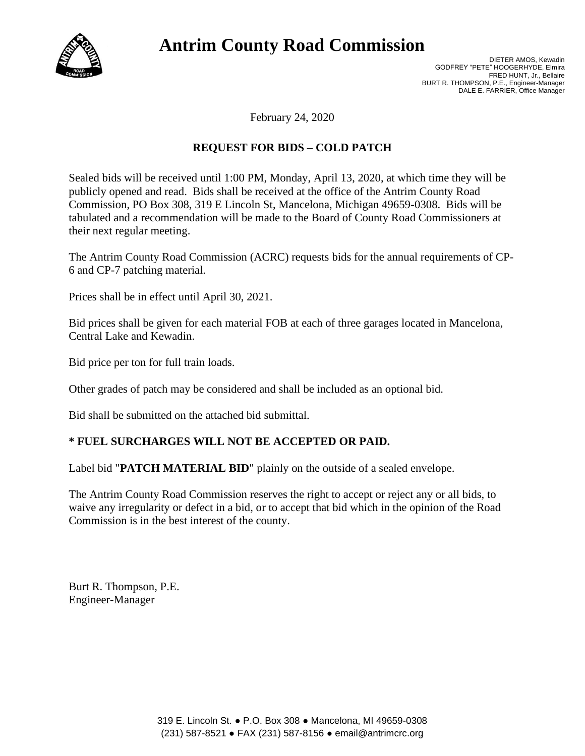# Antrim County Road Commission

DIETER AMOS, Kewadin
GODFREY "PETE" HOOGERHYDE, Elmira
FRED HUNT, Jr., Bellaire
BURT R. THOMPSON, P.E., Engineer-Manager
DALE E. FARRIER, Office Manager

February 24, 2020

## REQUEST FOR BIDS – COLD PATCH

Sealed bids will be received until 1:00 PM, Monday, April 13, 2020, at which time they will be publicly opened and read. Bids shall be received at the office of the Antrim County Road Commission, PO Box 308, 319 E Lincoln St, Mancelona, Michigan 49659-0308. Bids will be tabulated and a recommendation will be made to the Board of County Road Commissioners at their next regular meeting.

The Antrim County Road Commission (ACRC) requests bids for the annual requirements of CP-6 and CP-7 patching material.

Prices shall be in effect until April 30, 2021.

Bid prices shall be given for each material FOB at each of three garages located in Mancelona, Central Lake and Kewadin.

Bid price per ton for full train loads.

Other grades of patch may be considered and shall be included as an optional bid.

Bid shall be submitted on the attached bid submittal.

**\* FUEL SURCHARGES WILL NOT BE ACCEPTED OR PAID.**

Label bid "**PATCH MATERIAL BID**" plainly on the outside of a sealed envelope.

The Antrim County Road Commission reserves the right to accept or reject any or all bids, to waive any irregularity or defect in a bid, or to accept that bid which in the opinion of the Road Commission is in the best interest of the county.

Burt R. Thompson, P.E.
Engineer-Manager

319 E. Lincoln St. ● P.O. Box 308 ● Mancelona, MI 49659-0308
(231) 587-8521 ● FAX (231) 587-8156 ● email@antrimcrc.org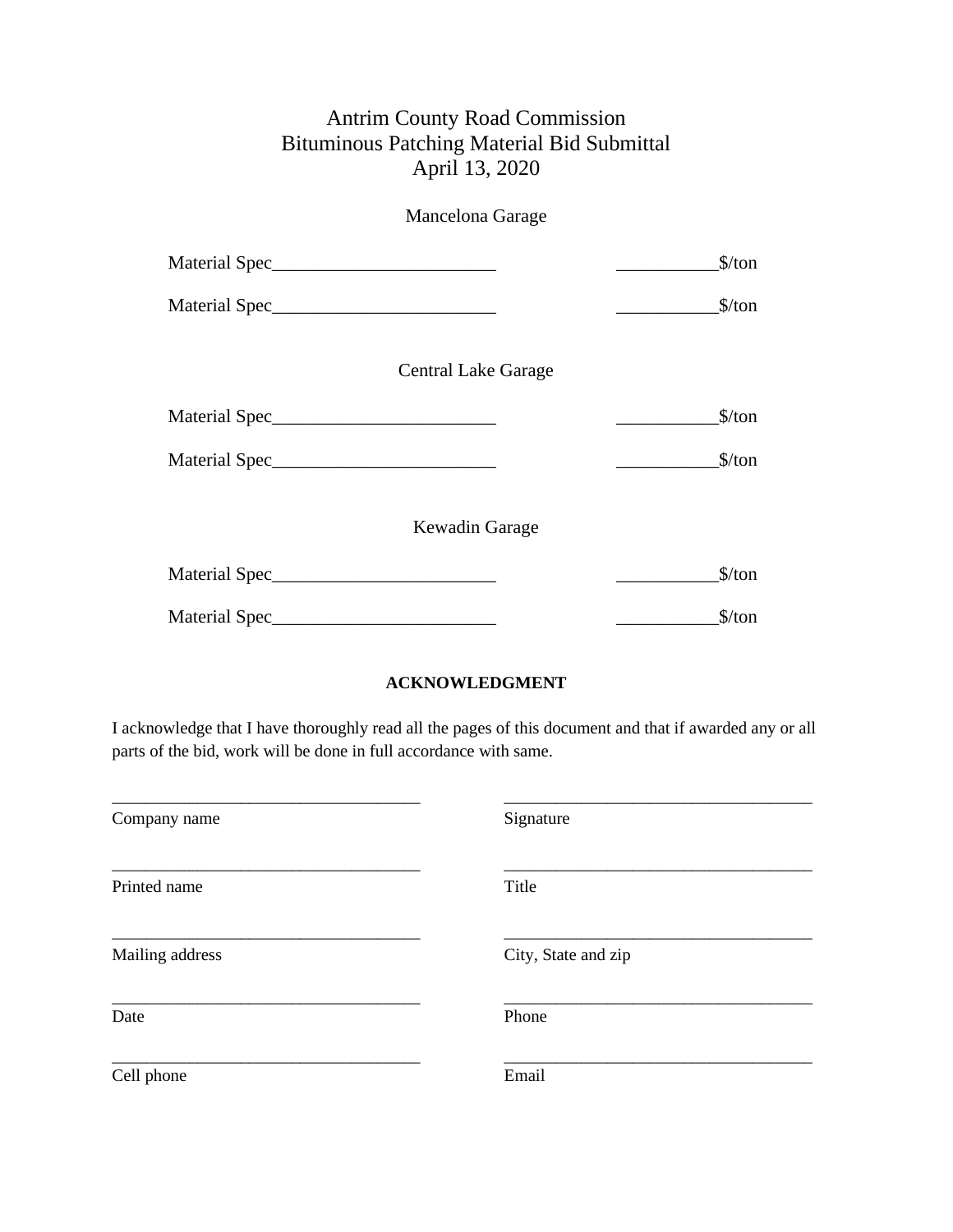# Antrim County Road Commission
# Bituminous Patching Material Bid Submittal
# April 13, 2020

## Mancelona Garage

Material Spec________________________ ___________$/ton

Material Spec________________________ ___________$/ton

## Central Lake Garage

Material Spec________________________ ___________$/ton

Material Spec________________________ ___________$/ton

## Kewadin Garage

Material Spec________________________ ___________$/ton

Material Spec________________________ ___________$/ton

**ACKNOWLEDGMENT**

I acknowledge that I have thoroughly read all the pages of this document and that if awarded any or all parts of the bid, work will be done in full accordance with same.

| | |
|---|---|
| ____________________________________ | ____________________________________ |
| Company name | Signature |
| ____________________________________ | ____________________________________ |
| Printed name | Title |
| ____________________________________ | ____________________________________ |
| Mailing address | City, State and zip |
| ____________________________________ | ____________________________________ |
| Date | Phone |
| ____________________________________ | ____________________________________ |
| Cell phone | Email |